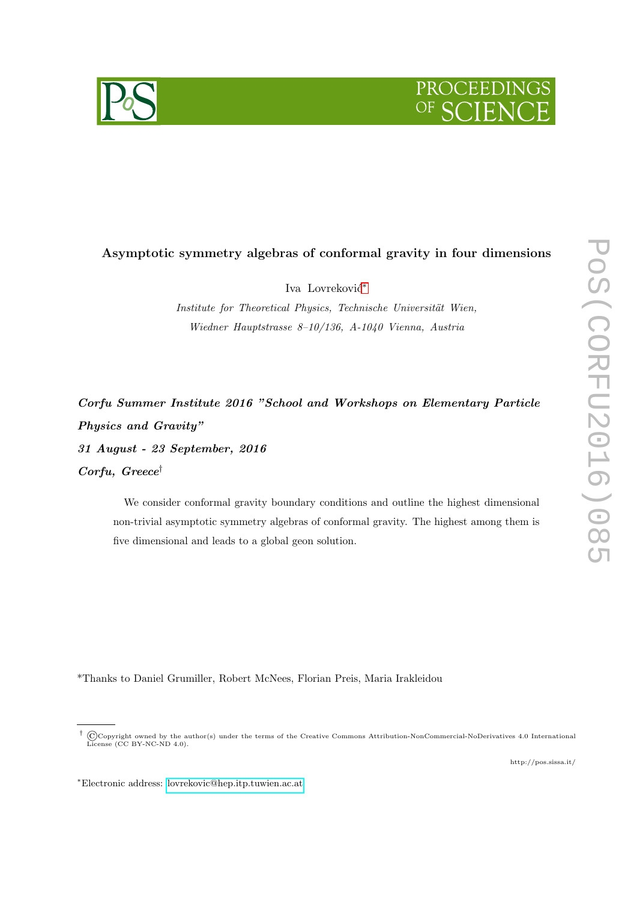# Asymptotic symmetry algebras of conformal gravity in four dimensions

Iva Lovreković*

*Institute for Theoretical Physics, Technische Universität Wien,*
*Wiedner Hauptstrasse 8–10/136, A-1040 Vienna, Austria*

***Corfu Summer Institute 2016 "School and Workshops on Elementary Particle Physics and Gravity"***
***31 August - 23 September, 2016***
***Corfu, Greece***[†]

We consider conformal gravity boundary conditions and outline the highest dimensional non-trivial asymptotic symmetry algebras of conformal gravity. The highest among them is five dimensional and leads to a global geon solution.

*Thanks to Daniel Grumiller, Robert McNees, Florian Preis, Maria Irakleidou

[†] ©Copyright owned by the author(s) under the terms of the Creative Commons Attribution-NonCommercial-NoDerivatives 4.0 International License (CC BY-NC-ND 4.0).

http://pos.sissa.it/

*Electronic address: lovrekovic@hep.itp.tuwien.ac.at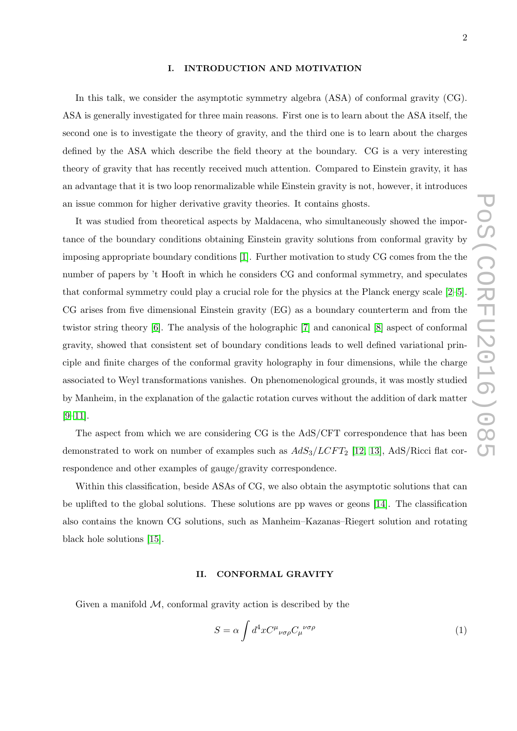## I. INTRODUCTION AND MOTIVATION

In this talk, we consider the asymptotic symmetry algebra (ASA) of conformal gravity (CG). ASA is generally investigated for three main reasons. First one is to learn about the ASA itself, the second one is to investigate the theory of gravity, and the third one is to learn about the charges defined by the ASA which describe the field theory at the boundary. CG is a very interesting theory of gravity that has recently received much attention. Compared to Einstein gravity, it has an advantage that it is two loop renormalizable while Einstein gravity is not, however, it introduces an issue common for higher derivative gravity theories. It contains ghosts.

It was studied from theoretical aspects by Maldacena, who simultaneously showed the importance of the boundary conditions obtaining Einstein gravity solutions from conformal gravity by imposing appropriate boundary conditions [1]. Further motivation to study CG comes from the the number of papers by 't Hooft in which he considers CG and conformal symmetry, and speculates that conformal symmetry could play a crucial role for the physics at the Planck energy scale [2–5]. CG arises from five dimensional Einstein gravity (EG) as a boundary counterterm and from the twistor string theory [6]. The analysis of the holographic [7] and canonical [8] aspect of conformal gravity, showed that consistent set of boundary conditions leads to well defined variational principle and finite charges of the conformal gravity holography in four dimensions, while the charge associated to Weyl transformations vanishes. On phenomenological grounds, it was mostly studied by Manheim, in the explanation of the galactic rotation curves without the addition of dark matter [9–11].

The aspect from which we are considering CG is the AdS/CFT correspondence that has been demonstrated to work on number of examples such as $AdS_3/LCFT_2$ [12, 13], AdS/Ricci flat correspondence and other examples of gauge/gravity correspondence.

Within this classification, beside ASAs of CG, we also obtain the asymptotic solutions that can be uplifted to the global solutions. These solutions are pp waves or geons [14]. The classification also contains the known CG solutions, such as Manheim–Kazanas–Riegert solution and rotating black hole solutions [15].

## II. CONFORMAL GRAVITY

Given a manifold $\mathcal{M}$, conformal gravity action is described by the

$$S = \alpha \int d^4x C^{\mu}{}_{\nu\sigma\rho} C_{\mu}{}^{\nu\sigma\rho} \tag{1}$$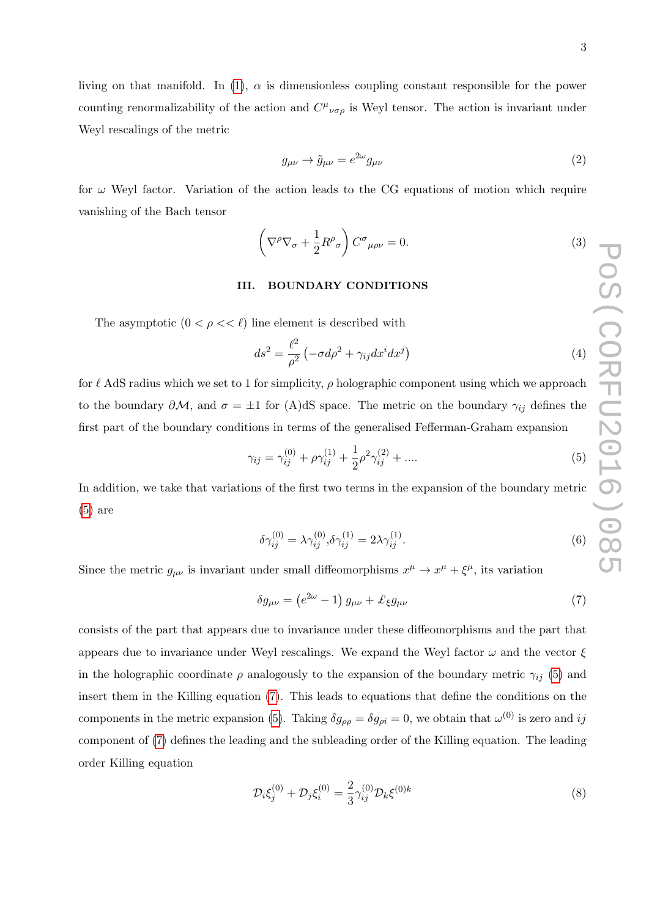living on that manifold. In (1), $\alpha$ is dimensionless coupling constant responsible for the power counting renormalizability of the action and $C^{\mu}{}_{\nu\sigma\rho}$ is Weyl tensor. The action is invariant under Weyl rescalings of the metric

$$g_{\mu\nu} \rightarrow \tilde{g}_{\mu\nu} = e^{2\omega} g_{\mu\nu} \tag{2}$$

for $\omega$ Weyl factor. Variation of the action leads to the CG equations of motion which require vanishing of the Bach tensor

$$\left( \nabla^{\rho} \nabla_{\sigma} + \frac{1}{2} R^{\rho}{}_{\sigma} \right) C^{\sigma}{}_{\mu\rho\nu} = 0. \tag{3}$$

## III. BOUNDARY CONDITIONS

The asymptotic ($0 < \rho << \ell$) line element is described with

$$ds^2 = \frac{\ell^2}{\rho^2} \left( -\sigma d\rho^2 + \gamma_{ij} dx^i dx^j \right) \tag{4}$$

for $\ell$ AdS radius which we set to 1 for simplicity, $\rho$ holographic component using which we approach to the boundary $\partial\mathcal{M}$, and $\sigma = \pm 1$ for (A)dS space. The metric on the boundary $\gamma_{ij}$ defines the first part of the boundary conditions in terms of the generalised Fefferman-Graham expansion

$$\gamma_{ij} = \gamma_{ij}^{(0)} + \rho \gamma_{ij}^{(1)} + \frac{1}{2} \rho^2 \gamma_{ij}^{(2)} + .... \tag{5}$$

In addition, we take that variations of the first two terms in the expansion of the boundary metric (5) are

$$\delta\gamma_{ij}^{(0)} = \lambda \gamma_{ij}^{(0)}, \delta\gamma_{ij}^{(1)} = 2\lambda \gamma_{ij}^{(1)}. \tag{6}$$

Since the metric $g_{\mu\nu}$ is invariant under small diffeomorphisms $x^{\mu} \rightarrow x^{\mu} + \xi^{\mu}$, its variation

$$\delta g_{\mu\nu} = \left( e^{2\omega} - 1 \right) g_{\mu\nu} + \pounds_{\xi} g_{\mu\nu} \tag{7}$$

consists of the part that appears due to invariance under these diffeomorphisms and the part that appears due to invariance under Weyl rescalings. We expand the Weyl factor $\omega$ and the vector $\xi$ in the holographic coordinate $\rho$ analogously to the expansion of the boundary metric $\gamma_{ij}$ (5) and insert them in the Killing equation (7). This leads to equations that define the conditions on the components in the metric expansion (5). Taking $\delta g_{\rho\rho} = \delta g_{\rho i} = 0$, we obtain that $\omega^{(0)}$ is zero and $ij$ component of (7) defines the leading and the subleading order of the Killing equation. The leading order Killing equation

$$\mathcal{D}_i \xi_j^{(0)} + \mathcal{D}_j \xi_i^{(0)} = \frac{2}{3} \gamma_{ij}^{(0)} \mathcal{D}_k \xi^{(0)k} \tag{8}$$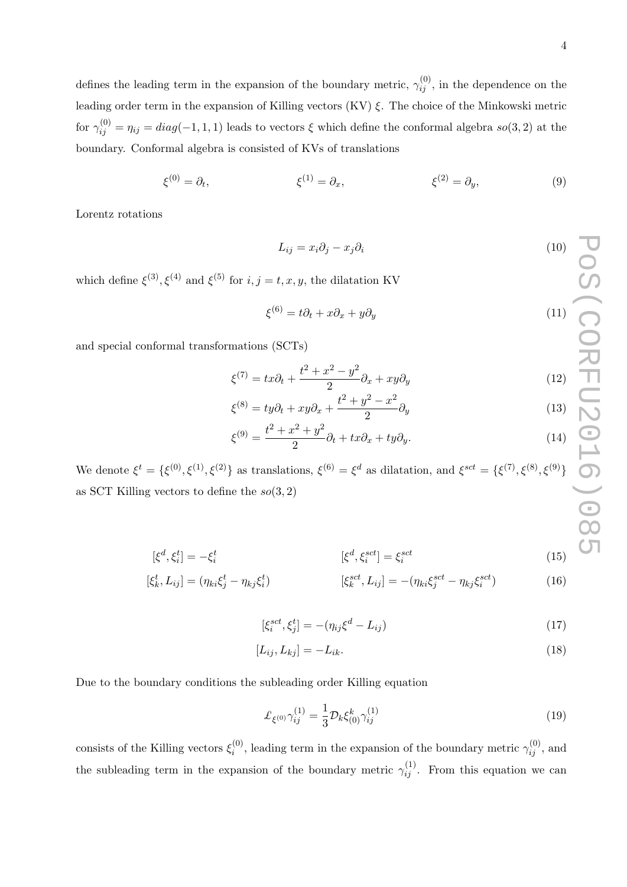defines the leading term in the expansion of the boundary metric, $\gamma_{ij}^{(0)}$, in the dependence on the leading order term in the expansion of Killing vectors (KV) $\xi$. The choice of the Minkowski metric for $\gamma_{ij}^{(0)} = \eta_{ij} = diag(-1, 1, 1)$ leads to vectors $\xi$ which define the conformal algebra $so(3, 2)$ at the boundary. Conformal algebra is consisted of KVs of translations

$$\xi^{(0)} = \partial_t, \qquad \xi^{(1)} = \partial_x, \qquad \xi^{(2)} = \partial_y, \tag{9}$$

Lorentz rotations

$$L_{ij} = x_i \partial_j - x_j \partial_i \tag{10}$$

which define $\xi^{(3)}, \xi^{(4)}$ and $\xi^{(5)}$ for $i, j = t, x, y$, the dilatation KV

$$\xi^{(6)} = t\partial_t + x\partial_x + y\partial_y \tag{11}$$

and special conformal transformations (SCTs)

$$\xi^{(7)} = tx\partial_t + \frac{t^2 + x^2 - y^2}{2}\partial_x + xy\partial_y \tag{12}$$

$$\xi^{(8)} = ty\partial_t + xy\partial_x + \frac{t^2 + y^2 - x^2}{2}\partial_y \tag{13}$$

$$\xi^{(9)} = \frac{t^2 + x^2 + y^2}{2}\partial_t + tx\partial_x + ty\partial_y. \tag{14}$$

We denote $\xi^t = \{\xi^{(0)}, \xi^{(1)}, \xi^{(2)}\}$ as translations, $\xi^{(6)} = \xi^d$ as dilatation, and $\xi^{sct} = \{\xi^{(7)}, \xi^{(8)}, \xi^{(9)}\}$ as SCT Killing vectors to define the $so(3, 2)$

$$[\xi^d, \xi_i^t] = -\xi_i^t \qquad [\xi^d, \xi_i^{sct}] = \xi_i^{sct} \tag{15}$$

$$[\xi_k^t, L_{ij}] = (\eta_{ki}\xi_j^t - \eta_{kj}\xi_i^t) \qquad [\xi_k^{sct}, L_{ij}] = -(\eta_{ki}\xi_j^{sct} - \eta_{kj}\xi_i^{sct}) \tag{16}$$

$$[\xi_i^{sct}, \xi_j^t] = -(\eta_{ij}\xi^d - L_{ij}) \tag{17}$$

$$[L_{ij}, L_{kj}] = -L_{ik}. \tag{18}$$

Due to the boundary conditions the subleading order Killing equation

$$\mathcal{L}_{\xi^{(0)}}\gamma_{ij}^{(1)} = \frac{1}{3}\mathcal{D}_k \xi_{(0)}^k \gamma_{ij}^{(1)} \tag{19}$$

consists of the Killing vectors $\xi_i^{(0)}$, leading term in the expansion of the boundary metric $\gamma_{ij}^{(0)}$, and the subleading term in the expansion of the boundary metric $\gamma_{ij}^{(1)}$. From this equation we can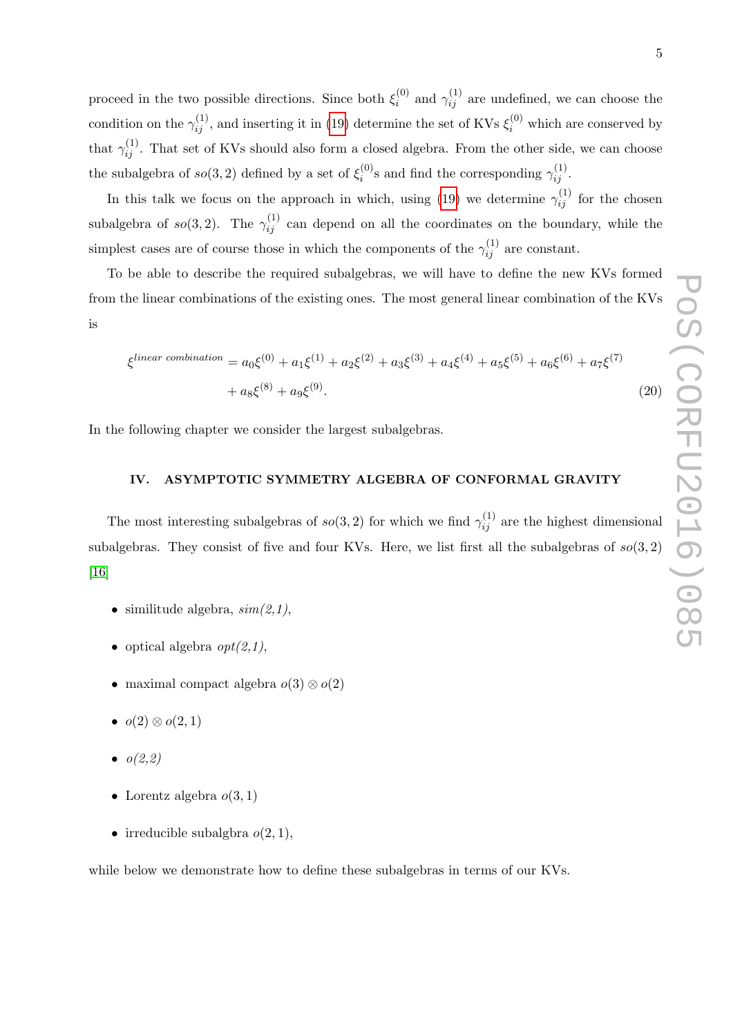proceed in the two possible directions. Since both $\xi_i^{(0)}$ and $\gamma_{ij}^{(1)}$ are undefined, we can choose the condition on the $\gamma_{ij}^{(1)}$, and inserting it in (19) determine the set of KVs $\xi_i^{(0)}$ which are conserved by that $\gamma_{ij}^{(1)}$. That set of KVs should also form a closed algebra. From the other side, we can choose the subalgebra of $so(3,2)$ defined by a set of $\xi_i^{(0)}$s and find the corresponding $\gamma_{ij}^{(1)}$.

In this talk we focus on the approach in which, using (19) we determine $\gamma_{ij}^{(1)}$ for the chosen subalgebra of $so(3,2)$. The $\gamma_{ij}^{(1)}$ can depend on all the coordinates on the boundary, while the simplest cases are of course those in which the components of the $\gamma_{ij}^{(1)}$ are constant.

To be able to describe the required subalgebras, we will have to define the new KVs formed from the linear combinations of the existing ones. The most general linear combination of the KVs is

$$
\begin{aligned}
\xi^{linear\ combination} &= a_0\xi^{(0)} + a_1\xi^{(1)} + a_2\xi^{(2)} + a_3\xi^{(3)} + a_4\xi^{(4)} + a_5\xi^{(5)} + a_6\xi^{(6)} + a_7\xi^{(7)} \\
&+ a_8\xi^{(8)} + a_9\xi^{(9)}.
\end{aligned}
\tag{20}
$$

In the following chapter we consider the largest subalgebras.

## IV. ASYMPTOTIC SYMMETRY ALGEBRA OF CONFORMAL GRAVITY

The most interesting subalgebras of $so(3,2)$ for which we find $\gamma_{ij}^{(1)}$ are the highest dimensional subalgebras. They consist of five and four KVs. Here, we list first all the subalgebras of $so(3,2)$ [16]

- similitude algebra, *sim(2,1)*,
- optical algebra *opt(2,1)*,
- maximal compact algebra $o(3) \otimes o(2)$
- $o(2) \otimes o(2,1)$
- *o(2,2)*
- Lorentz algebra $o(3,1)$
- irreducible subalgbra $o(2,1)$,

while below we demonstrate how to define these subalgebras in terms of our KVs.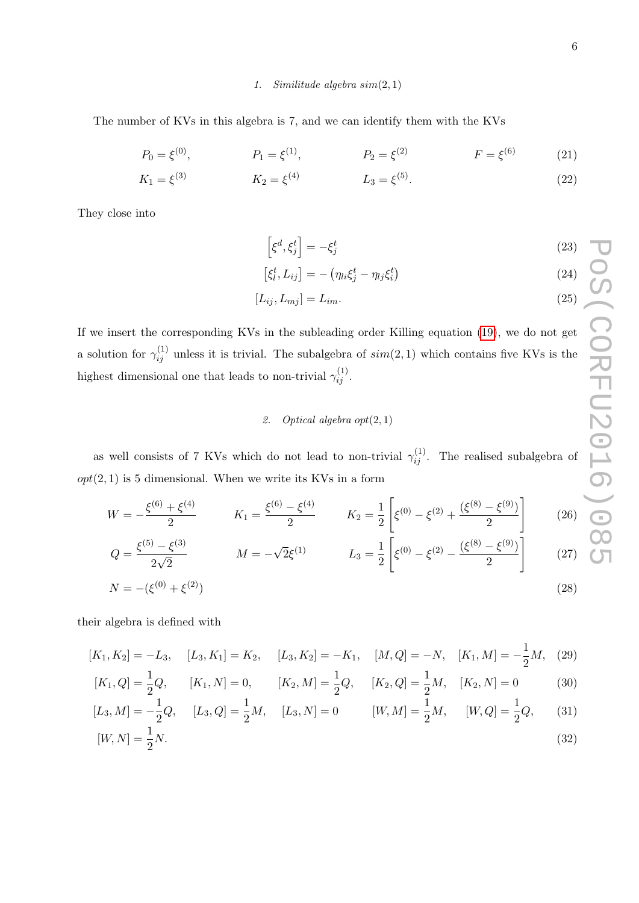### 1. Similitude algebra $sim(2,1)$

The number of KVs in this algebra is 7, and we can identify them with the KVs

$$P_0 = \xi^{(0)}, \qquad P_1 = \xi^{(1)}, \qquad P_2 = \xi^{(2)} \qquad F = \xi^{(6)} \tag{21}$$

$$K_1 = \xi^{(3)} \qquad K_2 = \xi^{(4)} \qquad L_3 = \xi^{(5)}. \tag{22}$$

They close into

$$\left[\xi^d, \xi^t_j\right] = -\xi^t_j \tag{23}$$

$$\left[\xi^t_l, L_{ij}\right] = -\left(\eta_{li}\xi^t_j - \eta_{lj}\xi^t_i\right) \tag{24}$$

$$\left[L_{ij}, L_{mj}\right] = L_{im}. \tag{25}$$

If we insert the corresponding KVs in the subleading order Killing equation (19), we do not get a solution for $\gamma^{(1)}_{ij}$ unless it is trivial. The subalgebra of $sim(2,1)$ which contains five KVs is the highest dimensional one that leads to non-trivial $\gamma^{(1)}_{ij}$.

### 2. Optical algebra $opt(2,1)$

as well consists of 7 KVs which do not lead to non-trivial $\gamma^{(1)}_{ij}$. The realised subalgebra of $opt(2,1)$ is 5 dimensional. When we write its KVs in a form

$$W = -\frac{\xi^{(6)} + \xi^{(4)}}{2} \qquad K_1 = \frac{\xi^{(6)} - \xi^{(4)}}{2} \qquad K_2 = \frac{1}{2}\left[\xi^{(0)} - \xi^{(2)} + \frac{(\xi^{(8)} - \xi^{(9)})}{2}\right] \tag{26}$$

$$Q = \frac{\xi^{(5)} - \xi^{(3)}}{2\sqrt{2}} \qquad M = -\sqrt{2}\xi^{(1)} \qquad L_3 = \frac{1}{2}\left[\xi^{(0)} - \xi^{(2)} - \frac{(\xi^{(8)} - \xi^{(9)})}{2}\right] \tag{27}$$

$$N = -(\xi^{(0)} + \xi^{(2)}) \tag{28}$$

their algebra is defined with

$$[K_1, K_2] = -L_3, \quad [L_3, K_1] = K_2, \quad [L_3, K_2] = -K_1, \quad [M, Q] = -N, \quad [K_1, M] = -\frac{1}{2}M, \tag{29}$$

$$[K_1, Q] = \frac{1}{2}Q, \qquad [K_1, N] = 0, \qquad [K_2, M] = \frac{1}{2}Q, \qquad [K_2, Q] = \frac{1}{2}M, \quad [K_2, N] = 0 \tag{30}$$

$$[L_3, M] = -\frac{1}{2}Q, \quad [L_3, Q] = \frac{1}{2}M, \quad [L_3, N] = 0 \qquad [W, M] = \frac{1}{2}M, \qquad [W, Q] = \frac{1}{2}Q, \tag{31}$$

$$[W, N] = \frac{1}{2}N. \tag{32}$$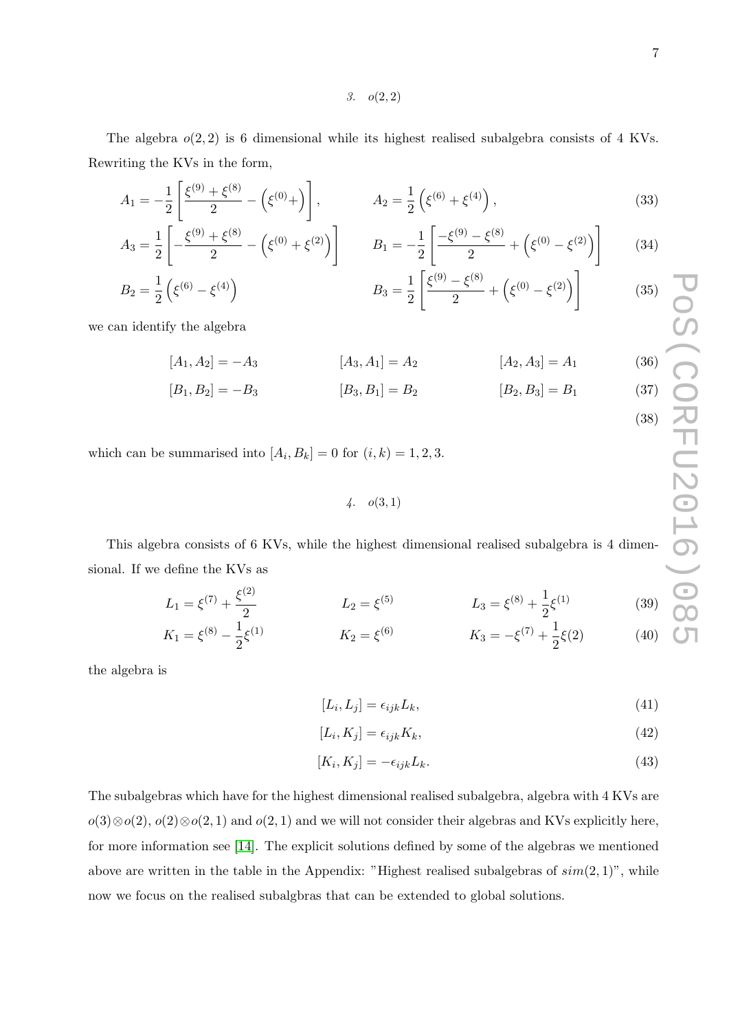### 3. $o(2,2)$

The algebra $o(2,2)$ is 6 dimensional while its highest realised subalgebra consists of 4 KVs. Rewriting the KVs in the form,

$$A_1 = -\frac{1}{2}\left[\frac{\xi^{(9)}+\xi^{(8)}}{2} - \left(\xi^{(0)}+\right)\right], \qquad A_2 = \frac{1}{2}\left(\xi^{(6)}+\xi^{(4)}\right), \tag{33}$$

$$A_3 = \frac{1}{2}\left[-\frac{\xi^{(9)}+\xi^{(8)}}{2} - \left(\xi^{(0)}+\xi^{(2)}\right)\right] \qquad B_1 = -\frac{1}{2}\left[\frac{-\xi^{(9)}-\xi^{(8)}}{2} + \left(\xi^{(0)}-\xi^{(2)}\right)\right] \tag{34}$$

$$B_2 = \frac{1}{2}\left(\xi^{(6)}-\xi^{(4)}\right) \qquad B_3 = \frac{1}{2}\left[\frac{\xi^{(9)}-\xi^{(8)}}{2} + \left(\xi^{(0)}-\xi^{(2)}\right)\right] \tag{35}$$

we can identify the algebra

$$[A_1, A_2] = -A_3 \qquad [A_3, A_1] = A_2 \qquad [A_2, A_3] = A_1 \tag{36}$$

$$[B_1, B_2] = -B_3 \qquad [B_3, B_1] = B_2 \qquad [B_2, B_3] = B_1 \tag{37}$$

$$\tag{38}$$

which can be summarised into $[A_i, B_k] = 0$ for $(i,k) = 1,2,3$.

### 4. $o(3,1)$

This algebra consists of 6 KVs, while the highest dimensional realised subalgebra is 4 dimensional. If we define the KVs as

$$L_1 = \xi^{(7)} + \frac{\xi^{(2)}}{2} \qquad L_2 = \xi^{(5)} \qquad L_3 = \xi^{(8)} + \frac{1}{2}\xi^{(1)} \tag{39}$$

$$K_1 = \xi^{(8)} - \frac{1}{2}\xi^{(1)} \qquad K_2 = \xi^{(6)} \qquad K_3 = -\xi^{(7)} + \frac{1}{2}\xi(2) \tag{40}$$

the algebra is

$$[L_i, L_j] = \epsilon_{ijk}L_k, \tag{41}$$

$$[L_i, K_j] = \epsilon_{ijk}K_k, \tag{42}$$

$$[K_i, K_j] = -\epsilon_{ijk}L_k. \tag{43}$$

The subalgebras which have for the highest dimensional realised subalgebra, algebra with 4 KVs are $o(3)\otimes o(2)$, $o(2)\otimes o(2,1)$ and $o(2,1)$ and we will not consider their algebras and KVs explicitly here, for more information see [14]. The explicit solutions defined by some of the algebras we mentioned above are written in the table in the Appendix: "Highest realised subalgebras of $sim(2,1)$", while now we focus on the realised subalgbras that can be extended to global solutions.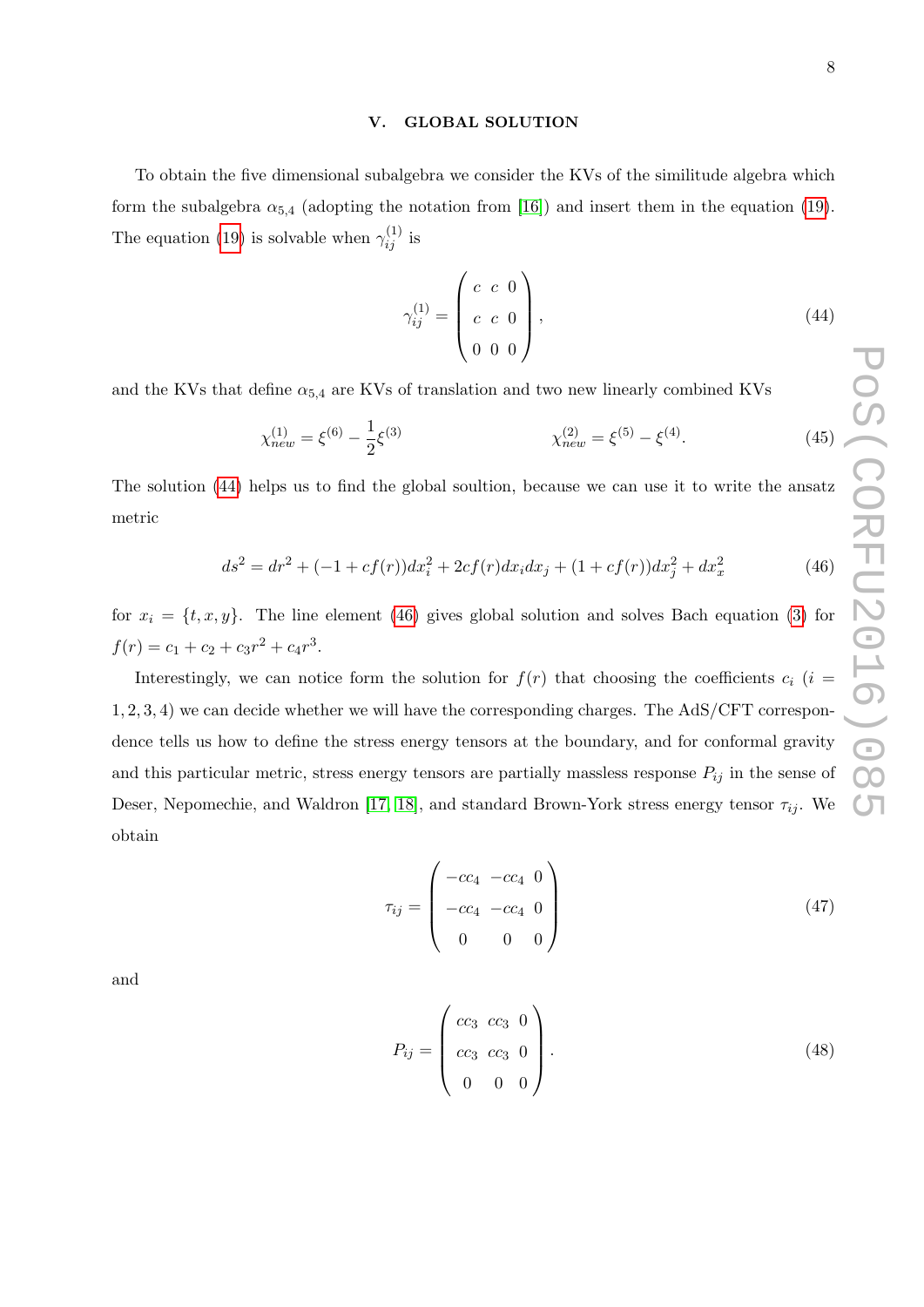## V. GLOBAL SOLUTION

To obtain the five dimensional subalgebra we consider the KVs of the similitude algebra which form the subalgebra $\alpha_{5,4}$ (adopting the notation from [16]) and insert them in the equation (19). The equation (19) is solvable when $\gamma_{ij}^{(1)}$ is

$$
\gamma_{ij}^{(1)} = \begin{pmatrix} c & c & 0 \\ c & c & 0 \\ 0 & 0 & 0 \end{pmatrix}, \tag{44}
$$

and the KVs that define $\alpha_{5,4}$ are KVs of translation and two new linearly combined KVs

$$
\chi_{new}^{(1)} = \xi^{(6)} - \frac{1}{2}\xi^{(3)} \qquad\qquad \chi_{new}^{(2)} = \xi^{(5)} - \xi^{(4)}. \tag{45}
$$

The solution (44) helps us to find the global soultion, because we can use it to write the ansatz metric

$$
ds^2 = dr^2 + (-1 + cf(r))dx_i^2 + 2cf(r)dx_i dx_j + (1 + cf(r))dx_j^2 + dx_x^2 \tag{46}
$$

for $x_i = \{t, x, y\}$. The line element (46) gives global solution and solves Bach equation (3) for $f(r) = c_1 + c_2 + c_3 r^2 + c_4 r^3$.

Interestingly, we can notice form the solution for $f(r)$ that choosing the coefficients $c_i$ ($i = 1, 2, 3, 4$) we can decide whether we will have the corresponding charges. The AdS/CFT correspondence tells us how to define the stress energy tensors at the boundary, and for conformal gravity and this particular metric, stress energy tensors are partially massless response $P_{ij}$ in the sense of Deser, Nepomechie, and Waldron [17, 18], and standard Brown-York stress energy tensor $\tau_{ij}$. We obtain

$$
\tau_{ij} = \begin{pmatrix} -cc_4 & -cc_4 & 0 \\ -cc_4 & -cc_4 & 0 \\ 0 & 0 & 0 \end{pmatrix} \tag{47}
$$

and

$$
P_{ij} = \begin{pmatrix} cc_3 & cc_3 & 0 \\ cc_3 & cc_3 & 0 \\ 0 & 0 & 0 \end{pmatrix}. \tag{48}
$$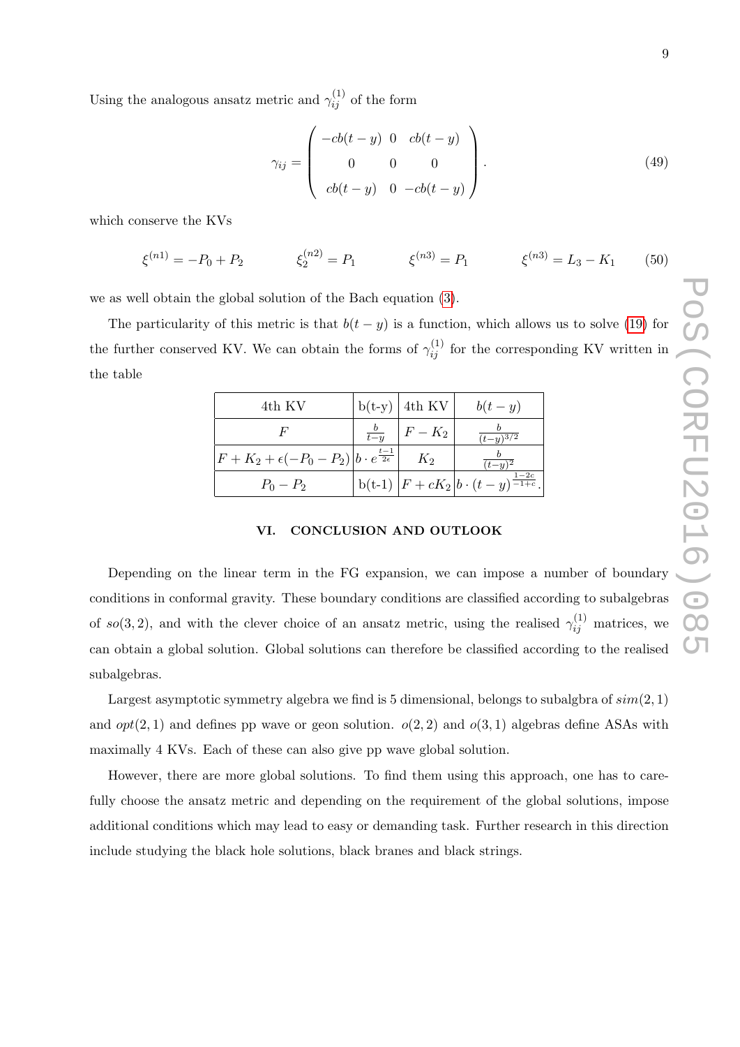Using the analogous ansatz metric and $\gamma_{ij}^{(1)}$ of the form

$$\gamma_{ij} = \begin{pmatrix} -cb(t-y) & 0 & cb(t-y) \\ 0 & 0 & 0 \\ cb(t-y) & 0 & -cb(t-y) \end{pmatrix}. \tag{49}$$

which conserve the KVs

$$\xi^{(n1)} = -P_0 + P_2 \qquad \xi_2^{(n2)} = P_1 \qquad \xi^{(n3)} = P_1 \qquad \xi^{(n3)} = L_3 - K_1 \tag{50}$$

we as well obtain the global solution of the Bach equation (3).

The particularity of this metric is that $b(t-y)$ is a function, which allows us to solve (19) for the further conserved KV. We can obtain the forms of $\gamma_{ij}^{(1)}$ for the corresponding KV written in the table

| 4th KV | b(t-y) | 4th KV | $b(t-y)$ |
|---|---|---|---|
| $F$ | $\frac{b}{t-y}$ | $F - K_2$ | $\frac{b}{(t-y)^{3/2}}$ |
| $F + K_2 + \epsilon(-P_0 - P_2)$ | $b \cdot e^{\frac{t-1}{2\epsilon}}$ | $K_2$ | $\frac{b}{(t-y)^2}$ |
| $P_0 - P_2$ | b(t-1) | $F + cK_2$ | $b \cdot (t-y)^{\frac{1-2c}{-1+c}}$. |

## VI. CONCLUSION AND OUTLOOK

Depending on the linear term in the FG expansion, we can impose a number of boundary conditions in conformal gravity. These boundary conditions are classified according to subalgebras of $so(3,2)$, and with the clever choice of an ansatz metric, using the realised $\gamma_{ij}^{(1)}$ matrices, we can obtain a global solution. Global solutions can therefore be classified according to the realised subalgebras.

Largest asymptotic symmetry algebra we find is 5 dimensional, belongs to subalgbra of $sim(2,1)$ and $opt(2,1)$ and defines pp wave or geon solution. $o(2,2)$ and $o(3,1)$ algebras define ASAs with maximally 4 KVs. Each of these can also give pp wave global solution.

However, there are more global solutions. To find them using this approach, one has to carefully choose the ansatz metric and depending on the requirement of the global solutions, impose additional conditions which may lead to easy or demanding task. Further research in this direction include studying the black hole solutions, black branes and black strings.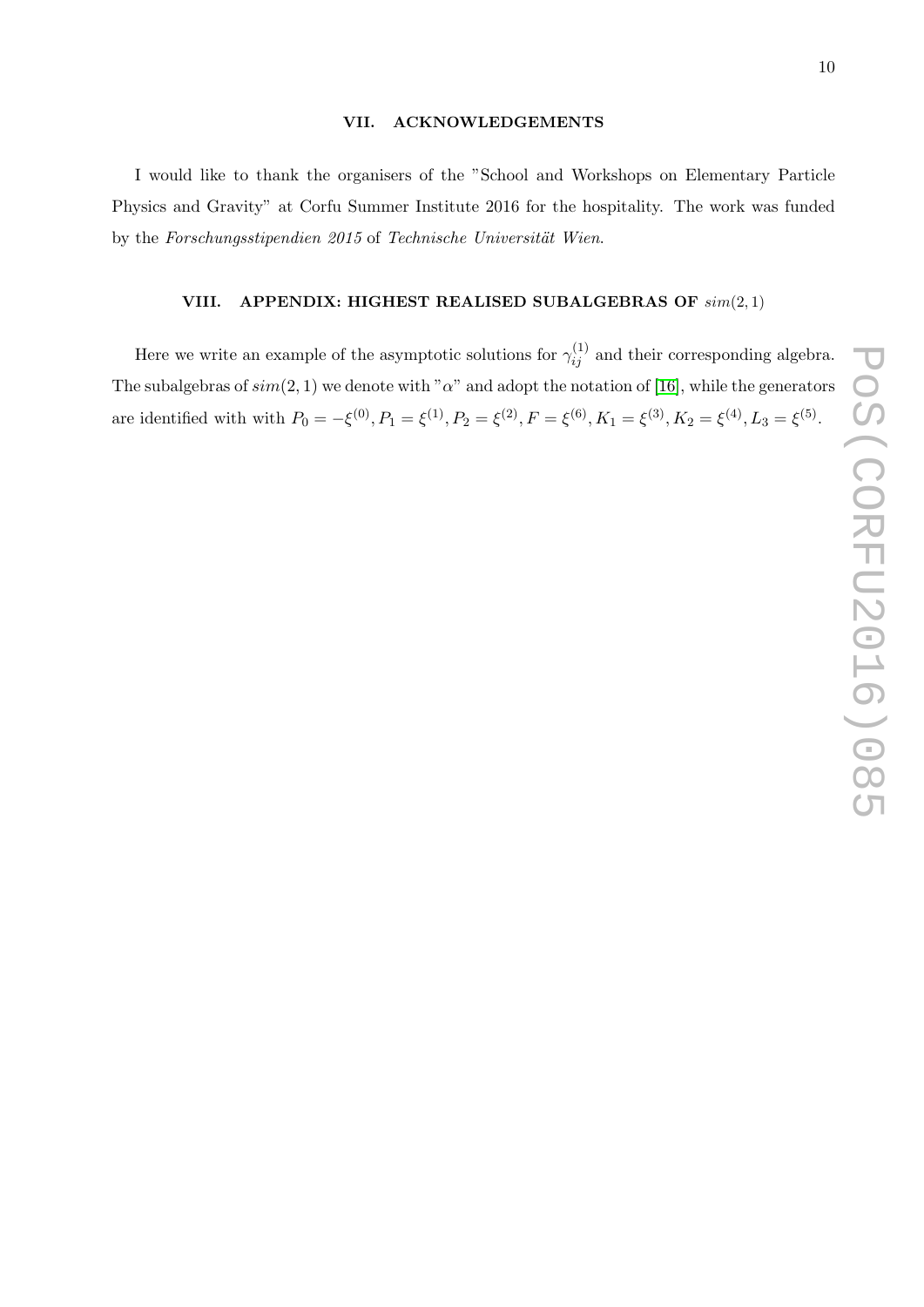## VII. ACKNOWLEDGEMENTS

I would like to thank the organisers of the "School and Workshops on Elementary Particle Physics and Gravity" at Corfu Summer Institute 2016 for the hospitality. The work was funded by the *Forschungsstipendien 2015* of *Technische Universität Wien*.

## VIII. APPENDIX: HIGHEST REALISED SUBALGEBRAS OF $sim(2,1)$

Here we write an example of the asymptotic solutions for $\gamma_{ij}^{(1)}$ and their corresponding algebra. The subalgebras of $sim(2,1)$ we denote with "$\alpha$" and adopt the notation of [16], while the generators are identified with with $P_0 = -\xi^{(0)}, P_1 = \xi^{(1)}, P_2 = \xi^{(2)}, F = \xi^{(6)}, K_1 = \xi^{(3)}, K_2 = \xi^{(4)}, L_3 = \xi^{(5)}$.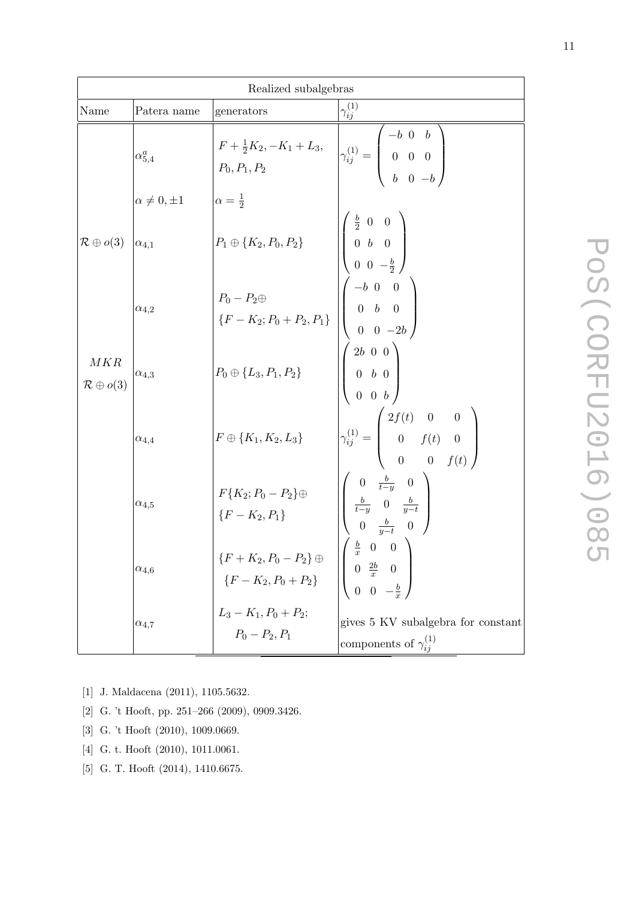| Realized subalgebras | | | |
|---|---|---|---|
| Name | Patera name | generators | $\gamma_{ij}^{(1)}$ |
| | $\alpha_{5,4}^{a}$ | $F+\frac{1}{2}K_2, -K_1+L_3,$ $P_0, P_1, P_2$ | $\gamma_{ij}^{(1)} = \begin{pmatrix} -b & 0 & b \\ 0 & 0 & 0 \\ b & 0 & -b \end{pmatrix}$ |
| | $\alpha \neq 0, \pm 1$ | $\alpha = \frac{1}{2}$ | |
| $\mathcal{R} \oplus o(3)$ | $\alpha_{4,1}$ | $P_1 \oplus \{K_2, P_0, P_2\}$ | $\begin{pmatrix} \frac{b}{2} & 0 & 0 \\ 0 & b & 0 \\ 0 & 0 & -\frac{b}{2} \end{pmatrix}$ |
| | $\alpha_{4,2}$ | $P_0 - P_2 \oplus$ $\{F-K_2; P_0+P_2, P_1\}$ | $\begin{pmatrix} -b & 0 & 0 \\ 0 & b & 0 \\ 0 & 0 & -2b \end{pmatrix}$ |
| $MKR$ $\mathcal{R} \oplus o(3)$ | $\alpha_{4,3}$ | $P_0 \oplus \{L_3, P_1, P_2\}$ | $\begin{pmatrix} 2b & 0 & 0 \\ 0 & b & 0 \\ 0 & 0 & b \end{pmatrix}$ |
| | $\alpha_{4,4}$ | $F \oplus \{K_1, K_2, L_3\}$ | $\gamma_{ij}^{(1)} = \begin{pmatrix} 2f(t) & 0 & 0 \\ 0 & f(t) & 0 \\ 0 & 0 & f(t) \end{pmatrix}$ |
| | $\alpha_{4,5}$ | $F\{K_2; P_0 - P_2\} \oplus$ $\{F-K_2, P_1\}$ | $\begin{pmatrix} 0 & \frac{b}{t-y} & 0 \\ \frac{b}{t-y} & 0 & \frac{b}{y-t} \\ 0 & \frac{b}{y-t} & 0 \end{pmatrix}$ |
| | $\alpha_{4,6}$ | $\{F+K_2, P_0-P_2\} \oplus$ $\{F-K_2, P_0+P_2\}$ | $\begin{pmatrix} \frac{b}{x} & 0 & 0 \\ 0 & \frac{2b}{x} & 0 \\ 0 & 0 & -\frac{b}{x} \end{pmatrix}$ |
| | $\alpha_{4,7}$ | $L_3 - K_1, P_0 + P_2;$ $P_0 - P_2, P_1$ | gives 5 KV subalgebra for constant components of $\gamma_{ij}^{(1)}$ |

[1] J. Maldacena (2011), 1105.5632.

[2] G. 't Hooft, pp. 251–266 (2009), 0909.3426.

[3] G. 't Hooft (2010), 1009.0669.

[4] G. t. Hooft (2010), 1011.0061.

[5] G. T. Hooft (2014), 1410.6675.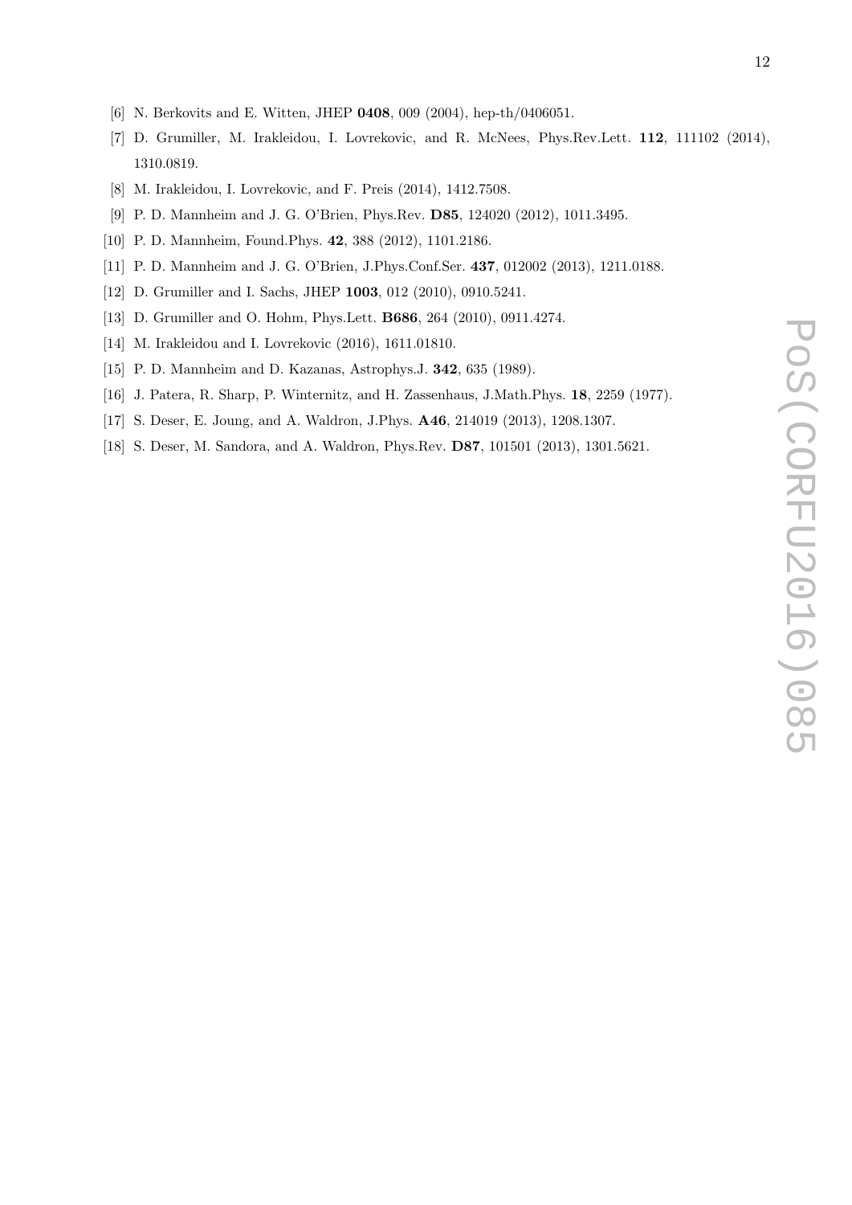[6] N. Berkovits and E. Witten, JHEP **0408**, 009 (2004), hep-th/0406051.

[7] D. Grumiller, M. Irakleidou, I. Lovrekovic, and R. McNees, Phys.Rev.Lett. **112**, 111102 (2014), 1310.0819.

[8] M. Irakleidou, I. Lovrekovic, and F. Preis (2014), 1412.7508.

[9] P. D. Mannheim and J. G. O'Brien, Phys.Rev. **D85**, 124020 (2012), 1011.3495.

[10] P. D. Mannheim, Found.Phys. **42**, 388 (2012), 1101.2186.

[11] P. D. Mannheim and J. G. O'Brien, J.Phys.Conf.Ser. **437**, 012002 (2013), 1211.0188.

[12] D. Grumiller and I. Sachs, JHEP **1003**, 012 (2010), 0910.5241.

[13] D. Grumiller and O. Hohm, Phys.Lett. **B686**, 264 (2010), 0911.4274.

[14] M. Irakleidou and I. Lovrekovic (2016), 1611.01810.

[15] P. D. Mannheim and D. Kazanas, Astrophys.J. **342**, 635 (1989).

[16] J. Patera, R. Sharp, P. Winternitz, and H. Zassenhaus, J.Math.Phys. **18**, 2259 (1977).

[17] S. Deser, E. Joung, and A. Waldron, J.Phys. **A46**, 214019 (2013), 1208.1307.

[18] S. Deser, M. Sandora, and A. Waldron, Phys.Rev. **D87**, 101501 (2013), 1301.5621.